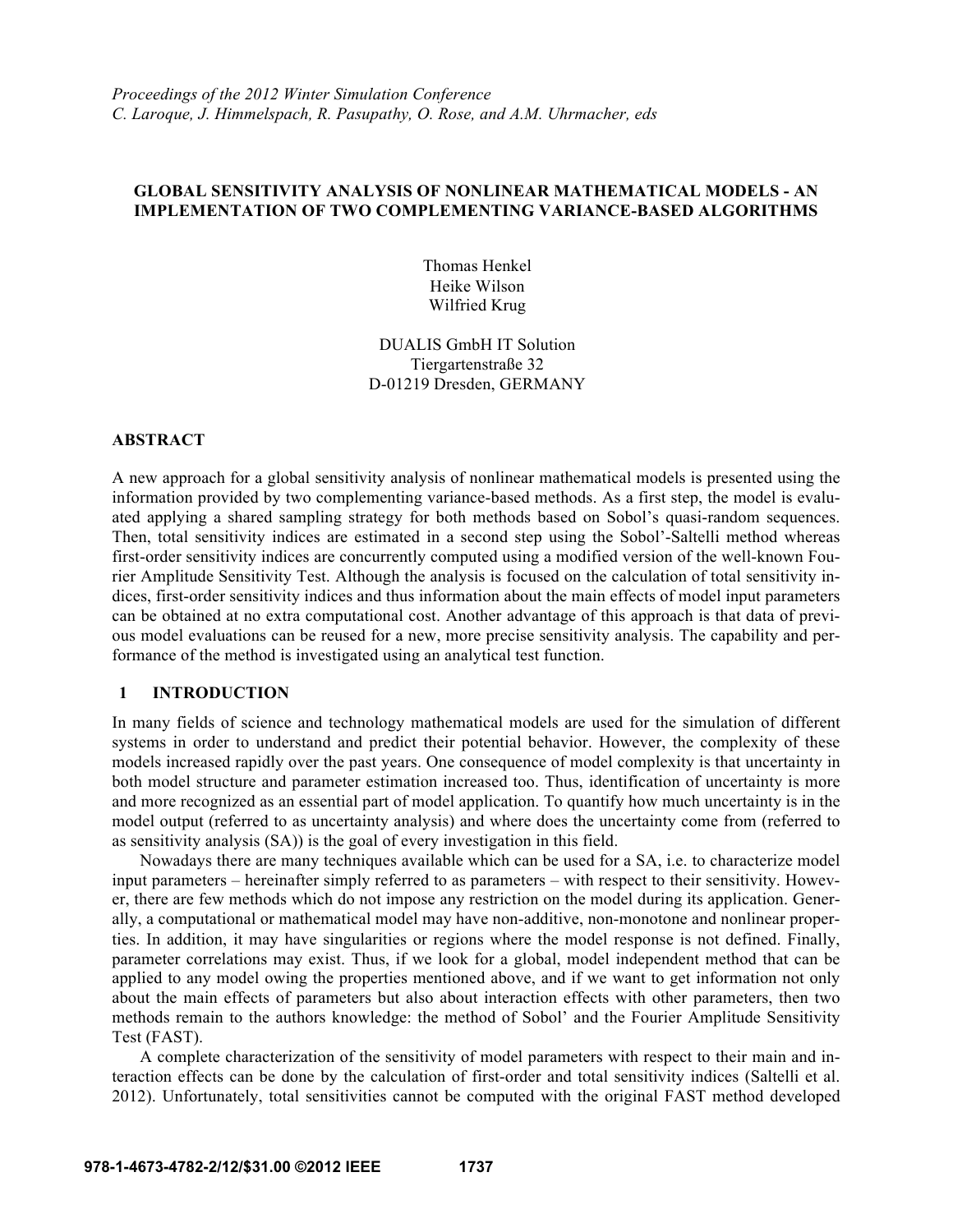*Proceedings of the 2012 Winter Simulation Conference*
*C. Laroque, J. Himmelspach, R. Pasupathy, O. Rose, and A.M. Uhrmacher, eds*

# GLOBAL SENSITIVITY ANALYSIS OF NONLINEAR MATHEMATICAL MODELS - AN IMPLEMENTATION OF TWO COMPLEMENTING VARIANCE-BASED ALGORITHMS

Thomas Henkel
Heike Wilson
Wilfried Krug

DUALIS GmbH IT Solution
Tiergartenstraße 32
D-01219 Dresden, GERMANY

## ABSTRACT

A new approach for a global sensitivity analysis of nonlinear mathematical models is presented using the information provided by two complementing variance-based methods. As a first step, the model is evaluated applying a shared sampling strategy for both methods based on Sobol's quasi-random sequences. Then, total sensitivity indices are estimated in a second step using the Sobol'-Saltelli method whereas first-order sensitivity indices are concurrently computed using a modified version of the well-known Fourier Amplitude Sensitivity Test. Although the analysis is focused on the calculation of total sensitivity indices, first-order sensitivity indices and thus information about the main effects of model input parameters can be obtained at no extra computational cost. Another advantage of this approach is that data of previous model evaluations can be reused for a new, more precise sensitivity analysis. The capability and performance of the method is investigated using an analytical test function.

## 1 INTRODUCTION

In many fields of science and technology mathematical models are used for the simulation of different systems in order to understand and predict their potential behavior. However, the complexity of these models increased rapidly over the past years. One consequence of model complexity is that uncertainty in both model structure and parameter estimation increased too. Thus, identification of uncertainty is more and more recognized as an essential part of model application. To quantify how much uncertainty is in the model output (referred to as uncertainty analysis) and where does the uncertainty come from (referred to as sensitivity analysis (SA)) is the goal of every investigation in this field.

Nowadays there are many techniques available which can be used for a SA, i.e. to characterize model input parameters – hereinafter simply referred to as parameters – with respect to their sensitivity. However, there are few methods which do not impose any restriction on the model during its application. Generally, a computational or mathematical model may have non-additive, non-monotone and nonlinear properties. In addition, it may have singularities or regions where the model response is not defined. Finally, parameter correlations may exist. Thus, if we look for a global, model independent method that can be applied to any model owing the properties mentioned above, and if we want to get information not only about the main effects of parameters but also about interaction effects with other parameters, then two methods remain to the authors knowledge: the method of Sobol' and the Fourier Amplitude Sensitivity Test (FAST).

A complete characterization of the sensitivity of model parameters with respect to their main and interaction effects can be done by the calculation of first-order and total sensitivity indices (Saltelli et al. 2012). Unfortunately, total sensitivities cannot be computed with the original FAST method developed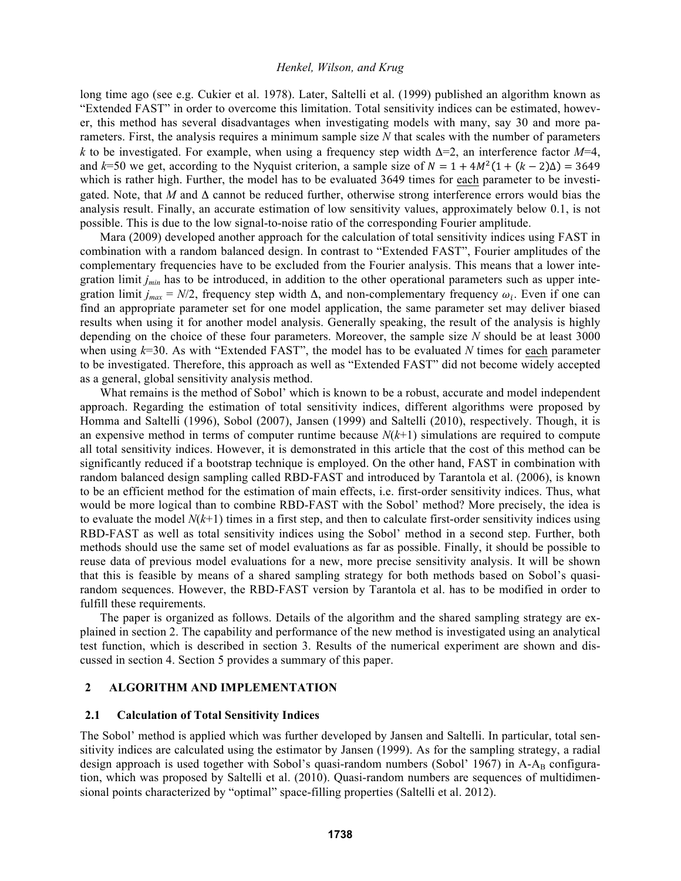long time ago (see e.g. Cukier et al. 1978). Later, Saltelli et al. (1999) published an algorithm known as "Extended FAST" in order to overcome this limitation. Total sensitivity indices can be estimated, however, this method has several disadvantages when investigating models with many, say 30 and more parameters. First, the analysis requires a minimum sample size $N$ that scales with the number of parameters $k$ to be investigated. For example, when using a frequency step width $\Delta$=2, an interference factor $M$=4, and $k$=50 we get, according to the Nyquist criterion, a sample size of $N = 1 + 4M^2(1 + (k-2)\Delta) = 3649$ which is rather high. Further, the model has to be evaluated 3649 times for each parameter to be investigated. Note, that $M$ and $\Delta$ cannot be reduced further, otherwise strong interference errors would bias the analysis result. Finally, an accurate estimation of low sensitivity values, approximately below 0.1, is not possible. This is due to the low signal-to-noise ratio of the corresponding Fourier amplitude.

Mara (2009) developed another approach for the calculation of total sensitivity indices using FAST in combination with a random balanced design. In contrast to "Extended FAST", Fourier amplitudes of the complementary frequencies have to be excluded from the Fourier analysis. This means that a lower integration limit $j_{min}$ has to be introduced, in addition to the other operational parameters such as upper integration limit $j_{max} = N/2$, frequency step width $\Delta$, and non-complementary frequency $\omega_i$. Even if one can find an appropriate parameter set for one model application, the same parameter set may deliver biased results when using it for another model analysis. Generally speaking, the result of the analysis is highly depending on the choice of these four parameters. Moreover, the sample size $N$ should be at least 3000 when using $k$=30. As with "Extended FAST", the model has to be evaluated $N$ times for each parameter to be investigated. Therefore, this approach as well as "Extended FAST" did not become widely accepted as a general, global sensitivity analysis method.

What remains is the method of Sobol' which is known to be a robust, accurate and model independent approach. Regarding the estimation of total sensitivity indices, different algorithms were proposed by Homma and Saltelli (1996), Sobol (2007), Jansen (1999) and Saltelli (2010), respectively. Though, it is an expensive method in terms of computer runtime because $N(k+1)$ simulations are required to compute all total sensitivity indices. However, it is demonstrated in this article that the cost of this method can be significantly reduced if a bootstrap technique is employed. On the other hand, FAST in combination with random balanced design sampling called RBD-FAST and introduced by Tarantola et al. (2006), is known to be an efficient method for the estimation of main effects, i.e. first-order sensitivity indices. Thus, what would be more logical than to combine RBD-FAST with the Sobol' method? More precisely, the idea is to evaluate the model $N(k+1)$ times in a first step, and then to calculate first-order sensitivity indices using RBD-FAST as well as total sensitivity indices using the Sobol' method in a second step. Further, both methods should use the same set of model evaluations as far as possible. Finally, it should be possible to reuse data of previous model evaluations for a new, more precise sensitivity analysis. It will be shown that this is feasible by means of a shared sampling strategy for both methods based on Sobol's quasi-random sequences. However, the RBD-FAST version by Tarantola et al. has to be modified in order to fulfill these requirements.

The paper is organized as follows. Details of the algorithm and the shared sampling strategy are explained in section 2. The capability and performance of the new method is investigated using an analytical test function, which is described in section 3. Results of the numerical experiment are shown and discussed in section 4. Section 5 provides a summary of this paper.

## 2 ALGORITHM AND IMPLEMENTATION

### 2.1 Calculation of Total Sensitivity Indices

The Sobol' method is applied which was further developed by Jansen and Saltelli. In particular, total sensitivity indices are calculated using the estimator by Jansen (1999). As for the sampling strategy, a radial design approach is used together with Sobol's quasi-random numbers (Sobol' 1967) in A-$A_B$ configuration, which was proposed by Saltelli et al. (2010). Quasi-random numbers are sequences of multidimensional points characterized by "optimal" space-filling properties (Saltelli et al. 2012).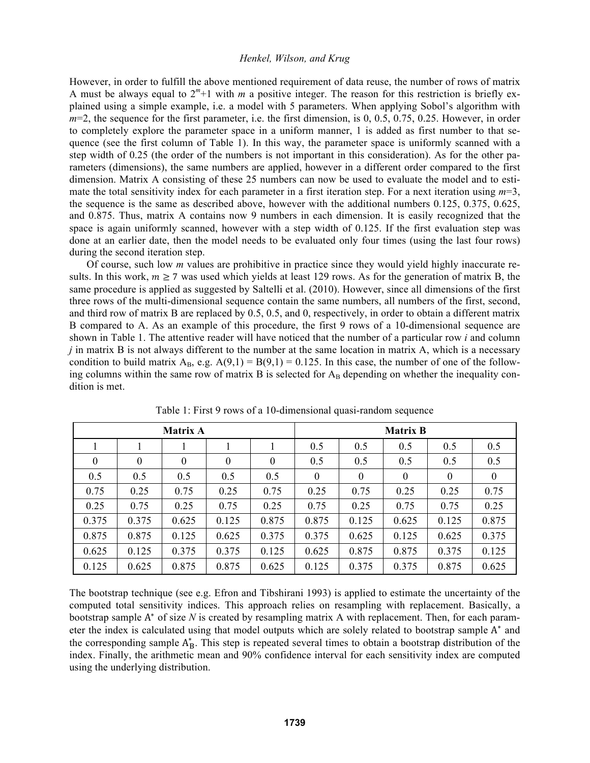However, in order to fulfill the above mentioned requirement of data reuse, the number of rows of matrix A must be always equal to $2^m$+1 with $m$ a positive integer. The reason for this restriction is briefly explained using a simple example, i.e. a model with 5 parameters. When applying Sobol's algorithm with $m$=2, the sequence for the first parameter, i.e. the first dimension, is 0, 0.5, 0.75, 0.25. However, in order to completely explore the parameter space in a uniform manner, 1 is added as first number to that sequence (see the first column of Table 1). In this way, the parameter space is uniformly scanned with a step width of 0.25 (the order of the numbers is not important in this consideration). As for the other parameters (dimensions), the same numbers are applied, however in a different order compared to the first dimension. Matrix A consisting of these 25 numbers can now be used to evaluate the model and to estimate the total sensitivity index for each parameter in a first iteration step. For a next iteration using $m$=3, the sequence is the same as described above, however with the additional numbers 0.125, 0.375, 0.625, and 0.875. Thus, matrix A contains now 9 numbers in each dimension. It is easily recognized that the space is again uniformly scanned, however with a step width of 0.125. If the first evaluation step was done at an earlier date, then the model needs to be evaluated only four times (using the last four rows) during the second iteration step.

Of course, such low $m$ values are prohibitive in practice since they would yield highly inaccurate results. In this work, $m \geq 7$ was used which yields at least 129 rows. As for the generation of matrix B, the same procedure is applied as suggested by Saltelli et al. (2010). However, since all dimensions of the first three rows of the multi-dimensional sequence contain the same numbers, all numbers of the first, second, and third row of matrix B are replaced by 0.5, 0.5, and 0, respectively, in order to obtain a different matrix B compared to A. As an example of this procedure, the first 9 rows of a 10-dimensional sequence are shown in Table 1. The attentive reader will have noticed that the number of a particular row $i$ and column $j$ in matrix B is not always different to the number at the same location in matrix A, which is a necessary condition to build matrix $A_B$, e.g. A(9,1) = B(9,1) = 0.125. In this case, the number of one of the following columns within the same row of matrix B is selected for $A_B$ depending on whether the inequality condition is met.

Table 1: First 9 rows of a 10-dimensional quasi-random sequence

| **Matrix A** | | | | | **Matrix B** | | | | |
|---|---|---|---|---|---|---|---|---|---|
| 1 | 1 | 1 | 1 | 1 | 0.5 | 0.5 | 0.5 | 0.5 | 0.5 |
| 0 | 0 | 0 | 0 | 0 | 0.5 | 0.5 | 0.5 | 0.5 | 0.5 |
| 0.5 | 0.5 | 0.5 | 0.5 | 0.5 | 0 | 0 | 0 | 0 | 0 |
| 0.75 | 0.25 | 0.75 | 0.25 | 0.75 | 0.25 | 0.75 | 0.25 | 0.25 | 0.75 |
| 0.25 | 0.75 | 0.25 | 0.75 | 0.25 | 0.75 | 0.25 | 0.75 | 0.75 | 0.25 |
| 0.375 | 0.375 | 0.625 | 0.125 | 0.875 | 0.875 | 0.125 | 0.625 | 0.125 | 0.875 |
| 0.875 | 0.875 | 0.125 | 0.625 | 0.375 | 0.375 | 0.625 | 0.125 | 0.625 | 0.375 |
| 0.625 | 0.125 | 0.375 | 0.375 | 0.125 | 0.625 | 0.875 | 0.875 | 0.375 | 0.125 |
| 0.125 | 0.625 | 0.875 | 0.875 | 0.625 | 0.125 | 0.375 | 0.375 | 0.875 | 0.625 |

The bootstrap technique (see e.g. Efron and Tibshirani 1993) is applied to estimate the uncertainty of the computed total sensitivity indices. This approach relies on resampling with replacement. Basically, a bootstrap sample $A^*$ of size $N$ is created by resampling matrix A with replacement. Then, for each parameter the index is calculated using that model outputs which are solely related to bootstrap sample $A^*$ and the corresponding sample $A^*_B$. This step is repeated several times to obtain a bootstrap distribution of the index. Finally, the arithmetic mean and 90% confidence interval for each sensitivity index are computed using the underlying distribution.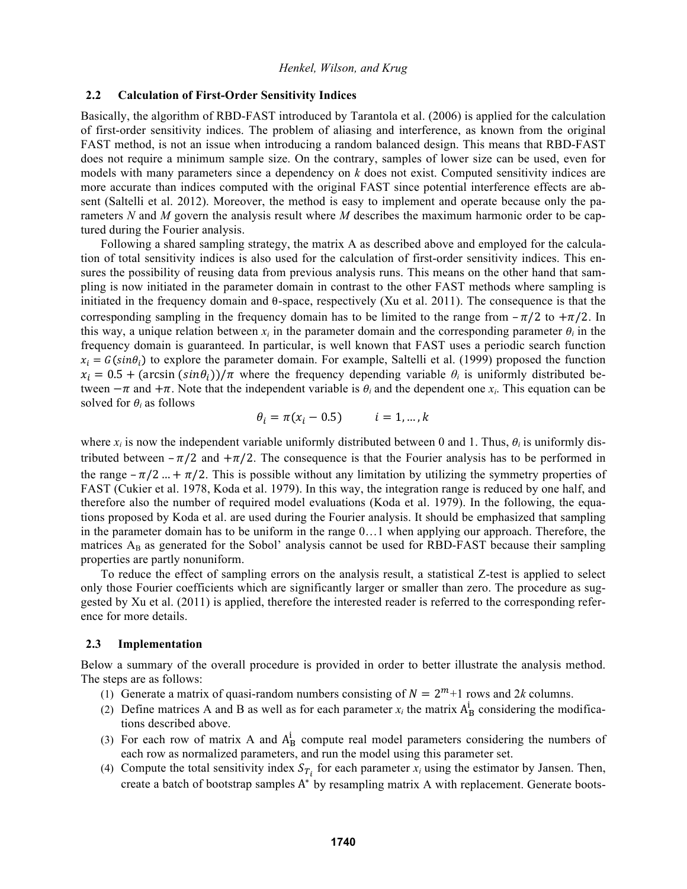### 2.2 Calculation of First-Order Sensitivity Indices

Basically, the algorithm of RBD-FAST introduced by Tarantola et al. (2006) is applied for the calculation of first-order sensitivity indices. The problem of aliasing and interference, as known from the original FAST method, is not an issue when introducing a random balanced design. This means that RBD-FAST does not require a minimum sample size. On the contrary, samples of lower size can be used, even for models with many parameters since a dependency on $k$ does not exist. Computed sensitivity indices are more accurate than indices computed with the original FAST since potential interference effects are absent (Saltelli et al. 2012). Moreover, the method is easy to implement and operate because only the parameters $N$ and $M$ govern the analysis result where $M$ describes the maximum harmonic order to be captured during the Fourier analysis.

Following a shared sampling strategy, the matrix A as described above and employed for the calculation of total sensitivity indices is also used for the calculation of first-order sensitivity indices. This ensures the possibility of reusing data from previous analysis runs. This means on the other hand that sampling is now initiated in the parameter domain in contrast to the other FAST methods where sampling is initiated in the frequency domain and θ-space, respectively (Xu et al. 2011). The consequence is that the corresponding sampling in the frequency domain has to be limited to the range from $-\pi/2$ to $+\pi/2$. In this way, a unique relation between $x_i$ in the parameter domain and the corresponding parameter $\theta_i$ in the frequency domain is guaranteed. In particular, is well known that FAST uses a periodic search function $x_i = G(sin\theta_i)$ to explore the parameter domain. For example, Saltelli et al. (1999) proposed the function $x_i = 0.5 + (\arcsin(sin\theta_i))/\pi$ where the frequency depending variable $\theta_i$ is uniformly distributed between $-\pi$ and $+\pi$. Note that the independent variable is $\theta_i$ and the dependent one $x_i$. This equation can be solved for $\theta_i$ as follows

$$\theta_i = \pi(x_i - 0.5) \qquad i = 1, \ldots, k$$

where $x_i$ is now the independent variable uniformly distributed between 0 and 1. Thus, $\theta_i$ is uniformly distributed between $-\pi/2$ and $+\pi/2$. The consequence is that the Fourier analysis has to be performed in the range $-\pi/2 \ldots + \pi/2$. This is possible without any limitation by utilizing the symmetry properties of FAST (Cukier et al. 1978, Koda et al. 1979). In this way, the integration range is reduced by one half, and therefore also the number of required model evaluations (Koda et al. 1979). In the following, the equations proposed by Koda et al. are used during the Fourier analysis. It should be emphasized that sampling in the parameter domain has to be uniform in the range 0…1 when applying our approach. Therefore, the matrices $A_B$ as generated for the Sobol' analysis cannot be used for RBD-FAST because their sampling properties are partly nonuniform.

To reduce the effect of sampling errors on the analysis result, a statistical Z-test is applied to select only those Fourier coefficients which are significantly larger or smaller than zero. The procedure as suggested by Xu et al. (2011) is applied, therefore the interested reader is referred to the corresponding reference for more details.

### 2.3 Implementation

Below a summary of the overall procedure is provided in order to better illustrate the analysis method. The steps are as follows:

1. Generate a matrix of quasi-random numbers consisting of $N = 2^m+1$ rows and $2k$ columns.
2. Define matrices A and B as well as for each parameter $x_i$ the matrix $A_B^i$ considering the modifications described above.
3. For each row of matrix A and $A_B^i$ compute real model parameters considering the numbers of each row as normalized parameters, and run the model using this parameter set.
4. Compute the total sensitivity index $S_{T_i}$ for each parameter $x_i$ using the estimator by Jansen. Then, create a batch of bootstrap samples $A^*$ by resampling matrix A with replacement. Generate boots-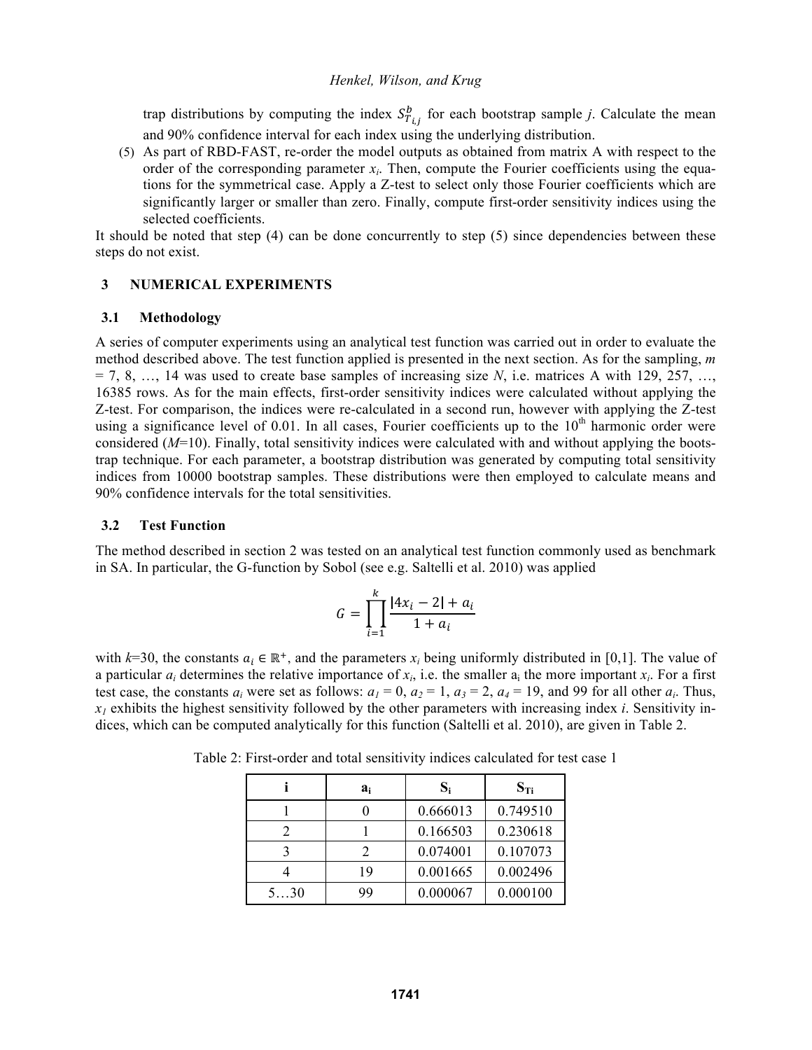trap distributions by computing the index $S^b_{T_{i,j}}$ for each bootstrap sample *j*. Calculate the mean and 90% confidence interval for each index using the underlying distribution.

(5) As part of RBD-FAST, re-order the model outputs as obtained from matrix A with respect to the order of the corresponding parameter $x_i$. Then, compute the Fourier coefficients using the equations for the symmetrical case. Apply a Z-test to select only those Fourier coefficients which are significantly larger or smaller than zero. Finally, compute first-order sensitivity indices using the selected coefficients.

It should be noted that step (4) can be done concurrently to step (5) since dependencies between these steps do not exist.

## 3 NUMERICAL EXPERIMENTS

### 3.1 Methodology

A series of computer experiments using an analytical test function was carried out in order to evaluate the method described above. The test function applied is presented in the next section. As for the sampling, $m = 7, 8, \ldots, 14$ was used to create base samples of increasing size *N*, i.e. matrices A with 129, 257, …, 16385 rows. As for the main effects, first-order sensitivity indices were calculated without applying the Z-test. For comparison, the indices were re-calculated in a second run, however with applying the Z-test using a significance level of 0.01. In all cases, Fourier coefficients up to the 10[th] harmonic order were considered (*M*=10). Finally, total sensitivity indices were calculated with and without applying the bootstrap technique. For each parameter, a bootstrap distribution was generated by computing total sensitivity indices from 10000 bootstrap samples. These distributions were then employed to calculate means and 90% confidence intervals for the total sensitivities.

### 3.2 Test Function

The method described in section 2 was tested on an analytical test function commonly used as benchmark in SA. In particular, the G-function by Sobol (see e.g. Saltelli et al. 2010) was applied

$$G = \prod_{i=1}^{k} \frac{|4x_i - 2| + a_i}{1 + a_i}$$

with *k*=30, the constants $a_i \in \mathbb{R}^+$, and the parameters $x_i$ being uniformly distributed in [0,1]. The value of a particular $a_i$ determines the relative importance of $x_i$, i.e. the smaller $a_i$ the more important $x_i$. For a first test case, the constants $a_i$ were set as follows: $a_1 = 0$, $a_2 = 1$, $a_3 = 2$, $a_4 = 19$, and 99 for all other $a_i$. Thus, $x_1$ exhibits the highest sensitivity followed by the other parameters with increasing index *i*. Sensitivity indices, which can be computed analytically for this function (Saltelli et al. 2010), are given in Table 2.

Table 2: First-order and total sensitivity indices calculated for test case 1

| i | $a_i$ | $S_i$ | $S_{Ti}$ |
|---|---|---|---|
| 1 | 0 | 0.666013 | 0.749510 |
| 2 | 1 | 0.166503 | 0.230618 |
| 3 | 2 | 0.074001 | 0.107073 |
| 4 | 19 | 0.001665 | 0.002496 |
| 5…30 | 99 | 0.000067 | 0.000100 |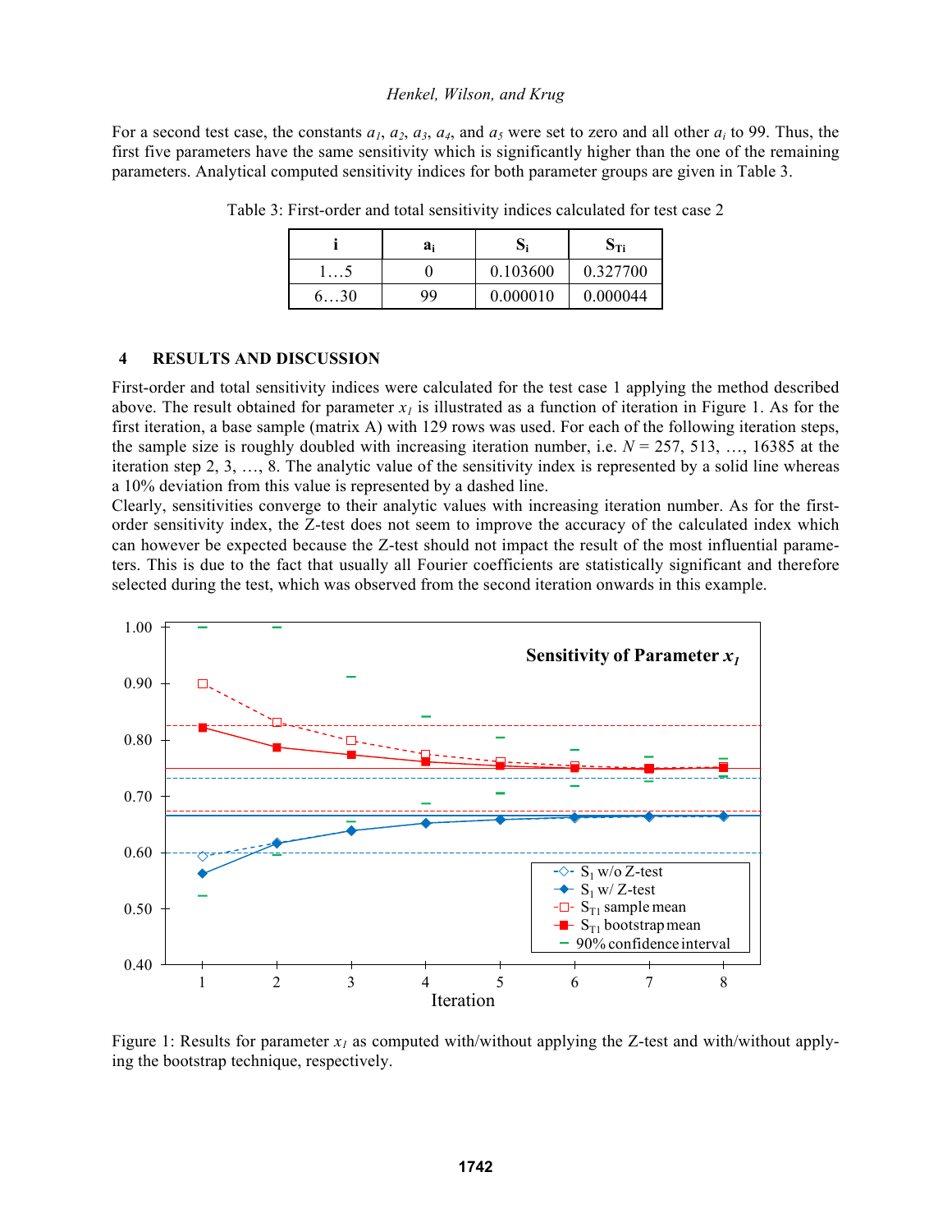For a second test case, the constants $a_1$, $a_2$, $a_3$, $a_4$, and $a_5$ were set to zero and all other $a_i$ to 99. Thus, the first five parameters have the same sensitivity which is significantly higher than the one of the remaining parameters. Analytical computed sensitivity indices for both parameter groups are given in Table 3.

Table 3: First-order and total sensitivity indices calculated for test case 2

| i | $a_i$ | $S_i$ | $S_{Ti}$ |
|---|---|---|---|
| 1…5 | 0 | 0.103600 | 0.327700 |
| 6…30 | 99 | 0.000010 | 0.000044 |

## 4 RESULTS AND DISCUSSION

First-order and total sensitivity indices were calculated for the test case 1 applying the method described above. The result obtained for parameter $x_1$ is illustrated as a function of iteration in Figure 1. As for the first iteration, a base sample (matrix A) with 129 rows was used. For each of the following iteration steps, the sample size is roughly doubled with increasing iteration number, i.e. $N$ = 257, 513, …, 16385 at the iteration step 2, 3, …, 8. The analytic value of the sensitivity index is represented by a solid line whereas a 10% deviation from this value is represented by a dashed line.

Clearly, sensitivities converge to their analytic values with increasing iteration number. As for the first-order sensitivity index, the Z-test does not seem to improve the accuracy of the calculated index which can however be expected because the Z-test should not impact the result of the most influential parameters. This is due to the fact that usually all Fourier coefficients are statistically significant and therefore selected during the test, which was observed from the second iteration onwards in this example.

Figure 1: Results for parameter $x_1$ as computed with/without applying the Z-test and with/without applying the bootstrap technique, respectively.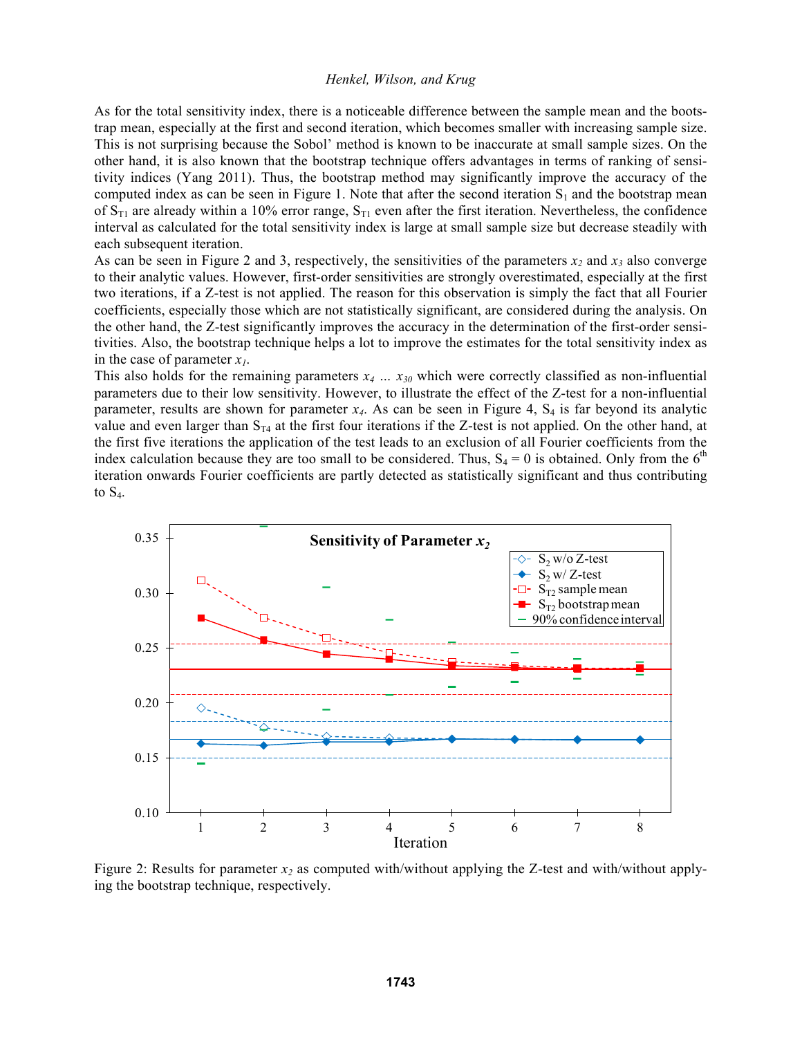As for the total sensitivity index, there is a noticeable difference between the sample mean and the bootstrap mean, especially at the first and second iteration, which becomes smaller with increasing sample size. This is not surprising because the Sobol' method is known to be inaccurate at small sample sizes. On the other hand, it is also known that the bootstrap technique offers advantages in terms of ranking of sensitivity indices (Yang 2011). Thus, the bootstrap method may significantly improve the accuracy of the computed index as can be seen in Figure 1. Note that after the second iteration $S_1$ and the bootstrap mean of $S_{T1}$ are already within a 10% error range, $S_{T1}$ even after the first iteration. Nevertheless, the confidence interval as calculated for the total sensitivity index is large at small sample size but decrease steadily with each subsequent iteration.

As can be seen in Figure 2 and 3, respectively, the sensitivities of the parameters $x_2$ and $x_3$ also converge to their analytic values. However, first-order sensitivities are strongly overestimated, especially at the first two iterations, if a Z-test is not applied. The reason for this observation is simply the fact that all Fourier coefficients, especially those which are not statistically significant, are considered during the analysis. On the other hand, the Z-test significantly improves the accuracy in the determination of the first-order sensitivities. Also, the bootstrap technique helps a lot to improve the estimates for the total sensitivity index as in the case of parameter $x_1$.

This also holds for the remaining parameters $x_4$ … $x_{30}$ which were correctly classified as non-influential parameters due to their low sensitivity. However, to illustrate the effect of the Z-test for a non-influential parameter, results are shown for parameter $x_4$. As can be seen in Figure 4, $S_4$ is far beyond its analytic value and even larger than $S_{T4}$ at the first four iterations if the Z-test is not applied. On the other hand, at the first five iterations the application of the test leads to an exclusion of all Fourier coefficients from the index calculation because they are too small to be considered. Thus, $S_4 = 0$ is obtained. Only from the 6[th] iteration onwards Fourier coefficients are partly detected as statistically significant and thus contributing to $S_4$.

Figure 2: Results for parameter $x_2$ as computed with/without applying the Z-test and with/without applying the bootstrap technique, respectively.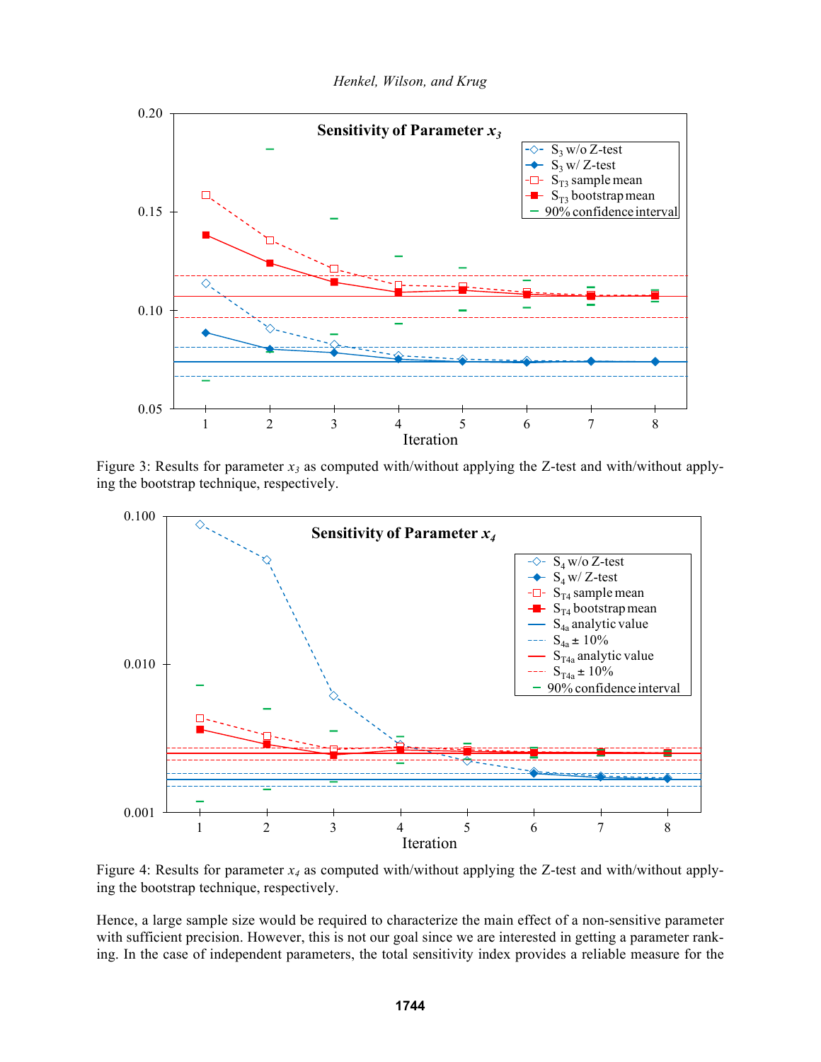Figure 3: Results for parameter $x_3$ as computed with/without applying the Z-test and with/without applying the bootstrap technique, respectively.

Figure 4: Results for parameter $x_4$ as computed with/without applying the Z-test and with/without applying the bootstrap technique, respectively.

Hence, a large sample size would be required to characterize the main effect of a non-sensitive parameter with sufficient precision. However, this is not our goal since we are interested in getting a parameter ranking. In the case of independent parameters, the total sensitivity index provides a reliable measure for the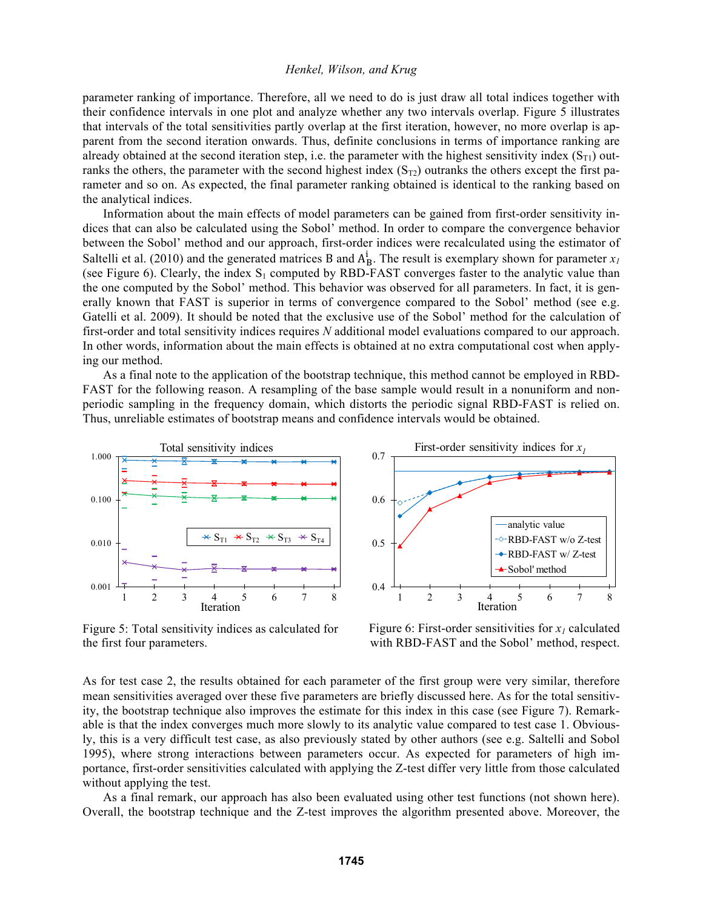parameter ranking of importance. Therefore, all we need to do is just draw all total indices together with their confidence intervals in one plot and analyze whether any two intervals overlap. Figure 5 illustrates that intervals of the total sensitivities partly overlap at the first iteration, however, no more overlap is apparent from the second iteration onwards. Thus, definite conclusions in terms of importance ranking are already obtained at the second iteration step, i.e. the parameter with the highest sensitivity index ($S_{T1}$) outranks the others, the parameter with the second highest index ($S_{T2}$) outranks the others except the first parameter and so on. As expected, the final parameter ranking obtained is identical to the ranking based on the analytical indices.

Information about the main effects of model parameters can be gained from first-order sensitivity indices that can also be calculated using the Sobol' method. In order to compare the convergence behavior between the Sobol' method and our approach, first-order indices were recalculated using the estimator of Saltelli et al. (2010) and the generated matrices B and $A_B^i$. The result is exemplary shown for parameter $x_1$ (see Figure 6). Clearly, the index $S_1$ computed by RBD-FAST converges faster to the analytic value than the one computed by the Sobol' method. This behavior was observed for all parameters. In fact, it is generally known that FAST is superior in terms of convergence compared to the Sobol' method (see e.g. Gatelli et al. 2009). It should be noted that the exclusive use of the Sobol' method for the calculation of first-order and total sensitivity indices requires *N* additional model evaluations compared to our approach. In other words, information about the main effects is obtained at no extra computational cost when applying our method.

As a final note to the application of the bootstrap technique, this method cannot be employed in RBD-FAST for the following reason. A resampling of the base sample would result in a nonuniform and non-periodic sampling in the frequency domain, which distorts the periodic signal RBD-FAST is relied on. Thus, unreliable estimates of bootstrap means and confidence intervals would be obtained.

Figure 5: Total sensitivity indices as calculated for the first four parameters.

Figure 6: First-order sensitivities for $x_1$ calculated with RBD-FAST and the Sobol' method, respect.

As for test case 2, the results obtained for each parameter of the first group were very similar, therefore mean sensitivities averaged over these five parameters are briefly discussed here. As for the total sensitivity, the bootstrap technique also improves the estimate for this index in this case (see Figure 7). Remarkable is that the index converges much more slowly to its analytic value compared to test case 1. Obviously, this is a very difficult test case, as also previously stated by other authors (see e.g. Saltelli and Sobol 1995), where strong interactions between parameters occur. As expected for parameters of high importance, first-order sensitivities calculated with applying the Z-test differ very little from those calculated without applying the test.

As a final remark, our approach has also been evaluated using other test functions (not shown here). Overall, the bootstrap technique and the Z-test improves the algorithm presented above. Moreover, the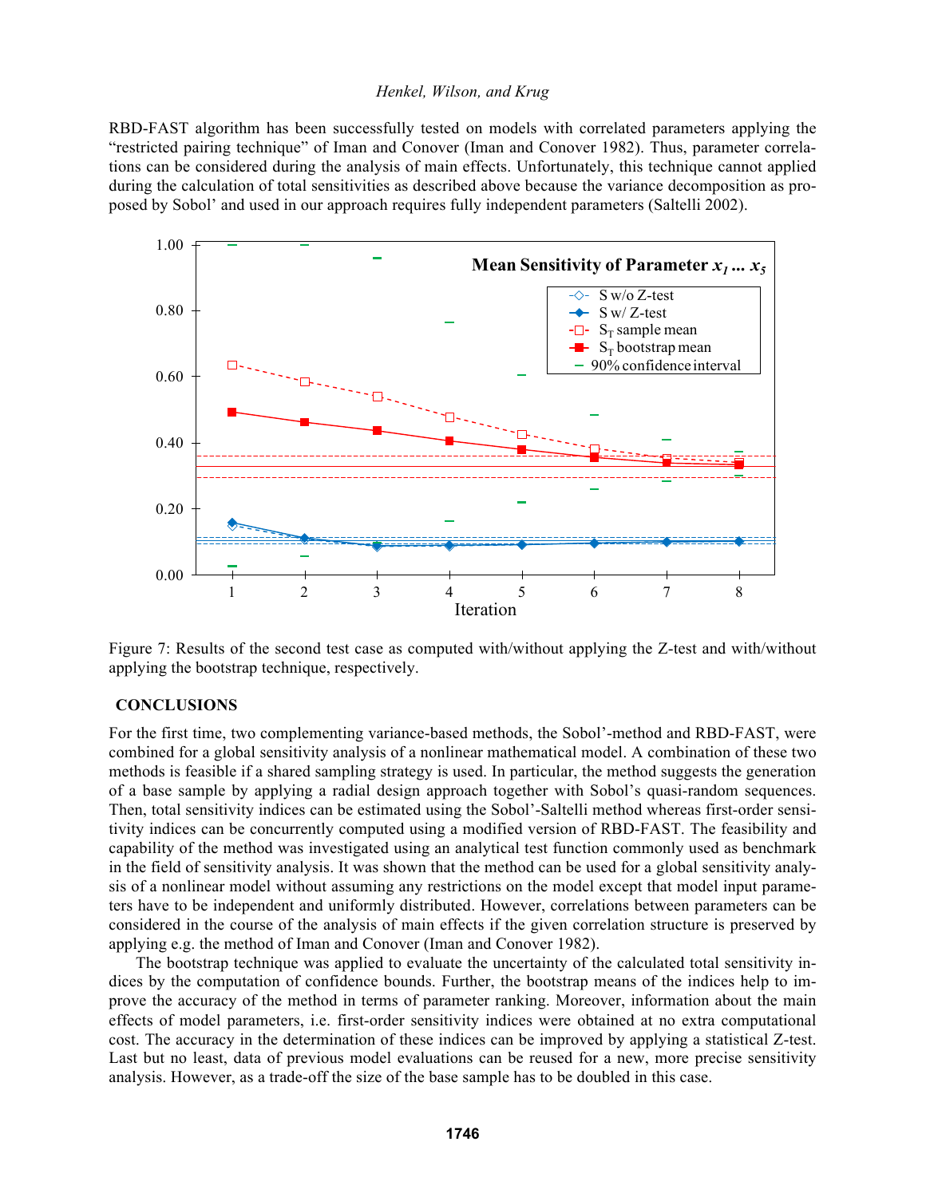RBD-FAST algorithm has been successfully tested on models with correlated parameters applying the "restricted pairing technique" of Iman and Conover (Iman and Conover 1982). Thus, parameter correlations can be considered during the analysis of main effects. Unfortunately, this technique cannot applied during the calculation of total sensitivities as described above because the variance decomposition as proposed by Sobol' and used in our approach requires fully independent parameters (Saltelli 2002).

Figure 7: Results of the second test case as computed with/without applying the Z-test and with/without applying the bootstrap technique, respectively.

## CONCLUSIONS

For the first time, two complementing variance-based methods, the Sobol'-method and RBD-FAST, were combined for a global sensitivity analysis of a nonlinear mathematical model. A combination of these two methods is feasible if a shared sampling strategy is used. In particular, the method suggests the generation of a base sample by applying a radial design approach together with Sobol's quasi-random sequences. Then, total sensitivity indices can be estimated using the Sobol'-Saltelli method whereas first-order sensitivity indices can be concurrently computed using a modified version of RBD-FAST. The feasibility and capability of the method was investigated using an analytical test function commonly used as benchmark in the field of sensitivity analysis. It was shown that the method can be used for a global sensitivity analysis of a nonlinear model without assuming any restrictions on the model except that model input parameters have to be independent and uniformly distributed. However, correlations between parameters can be considered in the course of the analysis of main effects if the given correlation structure is preserved by applying e.g. the method of Iman and Conover (Iman and Conover 1982).

The bootstrap technique was applied to evaluate the uncertainty of the calculated total sensitivity indices by the computation of confidence bounds. Further, the bootstrap means of the indices help to improve the accuracy of the method in terms of parameter ranking. Moreover, information about the main effects of model parameters, i.e. first-order sensitivity indices were obtained at no extra computational cost. The accuracy in the determination of these indices can be improved by applying a statistical Z-test. Last but no least, data of previous model evaluations can be reused for a new, more precise sensitivity analysis. However, as a trade-off the size of the base sample has to be doubled in this case.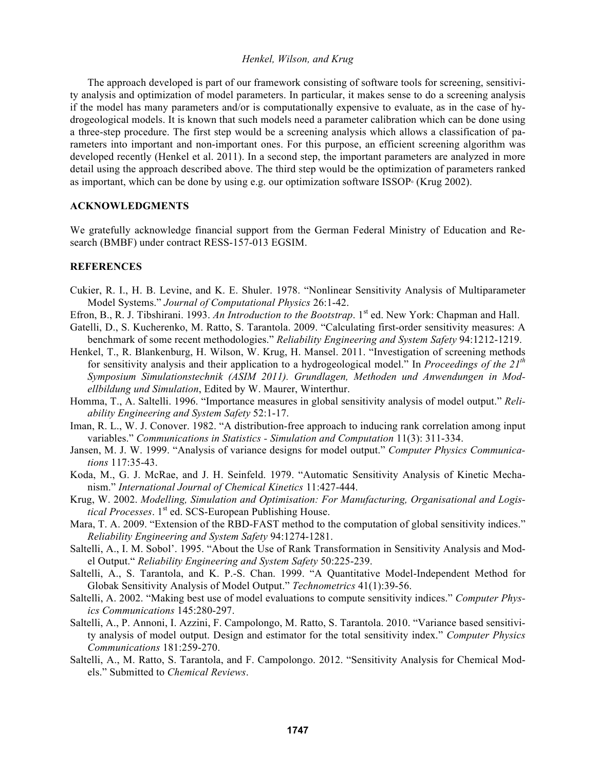The approach developed is part of our framework consisting of software tools for screening, sensitivity analysis and optimization of model parameters. In particular, it makes sense to do a screening analysis if the model has many parameters and/or is computationally expensive to evaluate, as in the case of hydrogeological models. It is known that such models need a parameter calibration which can be done using a three-step procedure. The first step would be a screening analysis which allows a classification of parameters into important and non-important ones. For this purpose, an efficient screening algorithm was developed recently (Henkel et al. 2011). In a second step, the important parameters are analyzed in more detail using the approach described above. The third step would be the optimization of parameters ranked as important, which can be done by using e.g. our optimization software ISSOP© (Krug 2002).

## ACKNOWLEDGMENTS

We gratefully acknowledge financial support from the German Federal Ministry of Education and Research (BMBF) under contract RESS-157-013 EGSIM.

## REFERENCES

Cukier, R. I., H. B. Levine, and K. E. Shuler. 1978. "Nonlinear Sensitivity Analysis of Multiparameter Model Systems." *Journal of Computational Physics* 26:1-42.

Efron, B., R. J. Tibshirani. 1993. *An Introduction to the Bootstrap*. 1st ed. New York: Chapman and Hall.

Gatelli, D., S. Kucherenko, M. Ratto, S. Tarantola. 2009. "Calculating first-order sensitivity measures: A benchmark of some recent methodologies." *Reliability Engineering and System Safety* 94:1212-1219.

Henkel, T., R. Blankenburg, H. Wilson, W. Krug, H. Mansel. 2011. "Investigation of screening methods for sensitivity analysis and their application to a hydrogeological model." In *Proceedings of the 21th Symposium Simulationstechnik (ASIM 2011). Grundlagen, Methoden und Anwendungen in Modellbildung und Simulation*, Edited by W. Maurer, Winterthur.

Homma, T., A. Saltelli. 1996. "Importance measures in global sensitivity analysis of model output." *Reliability Engineering and System Safety* 52:1-17.

Iman, R. L., W. J. Conover. 1982. "A distribution-free approach to inducing rank correlation among input variables." *Communications in Statistics - Simulation and Computation* 11(3): 311-334.

Jansen, M. J. W. 1999. "Analysis of variance designs for model output." *Computer Physics Communications* 117:35-43.

Koda, M., G. J. McRae, and J. H. Seinfeld. 1979. "Automatic Sensitivity Analysis of Kinetic Mechanism." *International Journal of Chemical Kinetics* 11:427-444.

Krug, W. 2002. *Modelling, Simulation and Optimisation: For Manufacturing, Organisational and Logistical Processes*. 1st ed. SCS-European Publishing House.

Mara, T. A. 2009. "Extension of the RBD-FAST method to the computation of global sensitivity indices." *Reliability Engineering and System Safety* 94:1274-1281.

Saltelli, A., I. M. Sobol'. 1995. "About the Use of Rank Transformation in Sensitivity Analysis and Model Output." *Reliability Engineering and System Safety* 50:225-239.

Saltelli, A., S. Tarantola, and K. P.-S. Chan. 1999. "A Quantitative Model-Independent Method for Globak Sensitivity Analysis of Model Output." *Technometrics* 41(1):39-56.

Saltelli, A. 2002. "Making best use of model evaluations to compute sensitivity indices." *Computer Physics Communications* 145:280-297.

Saltelli, A., P. Annoni, I. Azzini, F. Campolongo, M. Ratto, S. Tarantola. 2010. "Variance based sensitivity analysis of model output. Design and estimator for the total sensitivity index." *Computer Physics Communications* 181:259-270.

Saltelli, A., M. Ratto, S. Tarantola, and F. Campolongo. 2012. "Sensitivity Analysis for Chemical Models." Submitted to *Chemical Reviews*.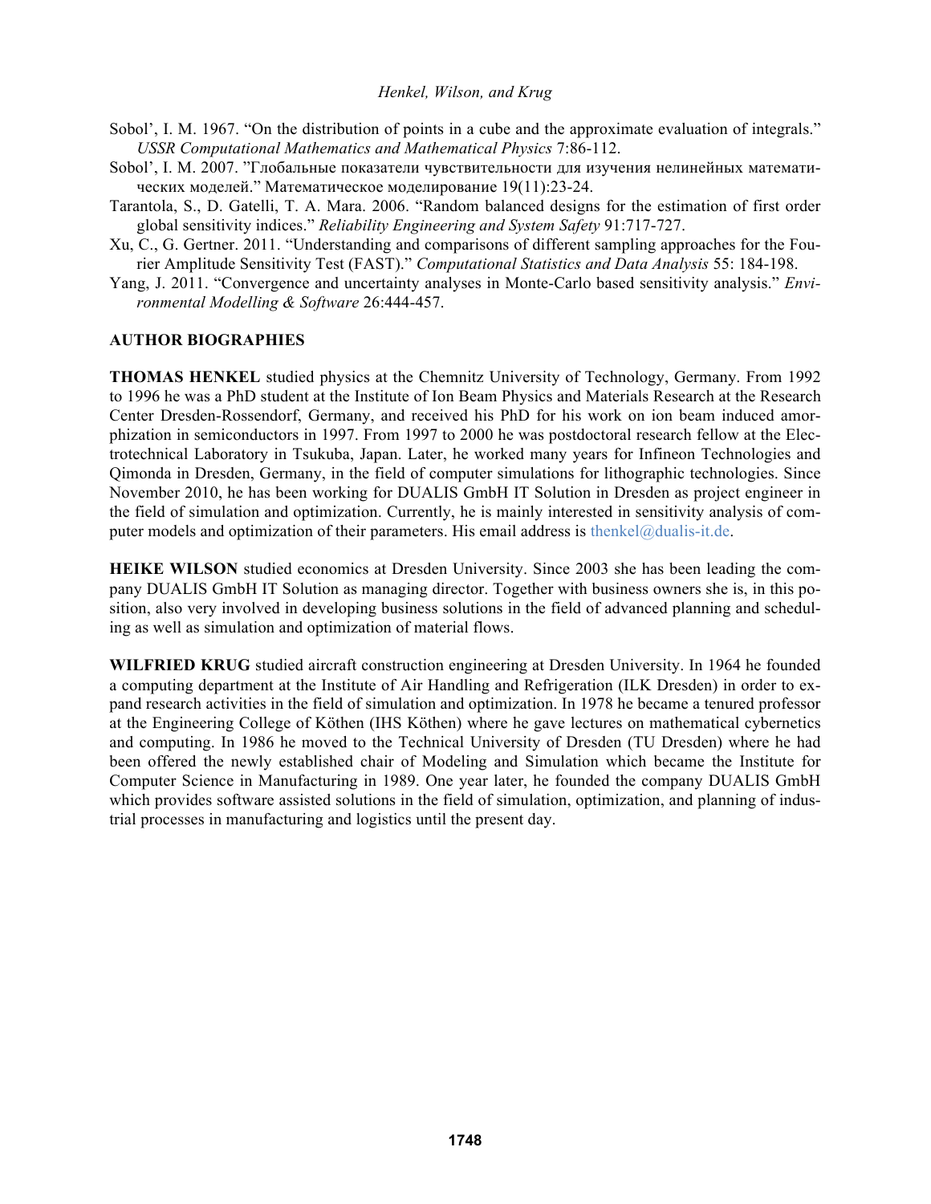Sobol', I. M. 1967. "On the distribution of points in a cube and the approximate evaluation of integrals." *USSR Computational Mathematics and Mathematical Physics* 7:86-112.

Sobol', I. M. 2007. "Глобальные показатели чувствительности для изучения нелинейных математических моделей." Математическое моделирование 19(11):23-24.

Tarantola, S., D. Gatelli, T. A. Mara. 2006. "Random balanced designs for the estimation of first order global sensitivity indices." *Reliability Engineering and System Safety* 91:717-727.

Xu, C., G. Gertner. 2011. "Understanding and comparisons of different sampling approaches for the Fourier Amplitude Sensitivity Test (FAST)." *Computational Statistics and Data Analysis* 55: 184-198.

Yang, J. 2011. "Convergence and uncertainty analyses in Monte-Carlo based sensitivity analysis." *Environmental Modelling & Software* 26:444-457.

## AUTHOR BIOGRAPHIES

**THOMAS HENKEL** studied physics at the Chemnitz University of Technology, Germany. From 1992 to 1996 he was a PhD student at the Institute of Ion Beam Physics and Materials Research at the Research Center Dresden-Rossendorf, Germany, and received his PhD for his work on ion beam induced amorphization in semiconductors in 1997. From 1997 to 2000 he was postdoctoral research fellow at the Electrotechnical Laboratory in Tsukuba, Japan. Later, he worked many years for Infineon Technologies and Qimonda in Dresden, Germany, in the field of computer simulations for lithographic technologies. Since November 2010, he has been working for DUALIS GmbH IT Solution in Dresden as project engineer in the field of simulation and optimization. Currently, he is mainly interested in sensitivity analysis of computer models and optimization of their parameters. His email address is thenkel@dualis-it.de.

**HEIKE WILSON** studied economics at Dresden University. Since 2003 she has been leading the company DUALIS GmbH IT Solution as managing director. Together with business owners she is, in this position, also very involved in developing business solutions in the field of advanced planning and scheduling as well as simulation and optimization of material flows.

**WILFRIED KRUG** studied aircraft construction engineering at Dresden University. In 1964 he founded a computing department at the Institute of Air Handling and Refrigeration (ILK Dresden) in order to expand research activities in the field of simulation and optimization. In 1978 he became a tenured professor at the Engineering College of Köthen (IHS Köthen) where he gave lectures on mathematical cybernetics and computing. In 1986 he moved to the Technical University of Dresden (TU Dresden) where he had been offered the newly established chair of Modeling and Simulation which became the Institute for Computer Science in Manufacturing in 1989. One year later, he founded the company DUALIS GmbH which provides software assisted solutions in the field of simulation, optimization, and planning of industrial processes in manufacturing and logistics until the present day.